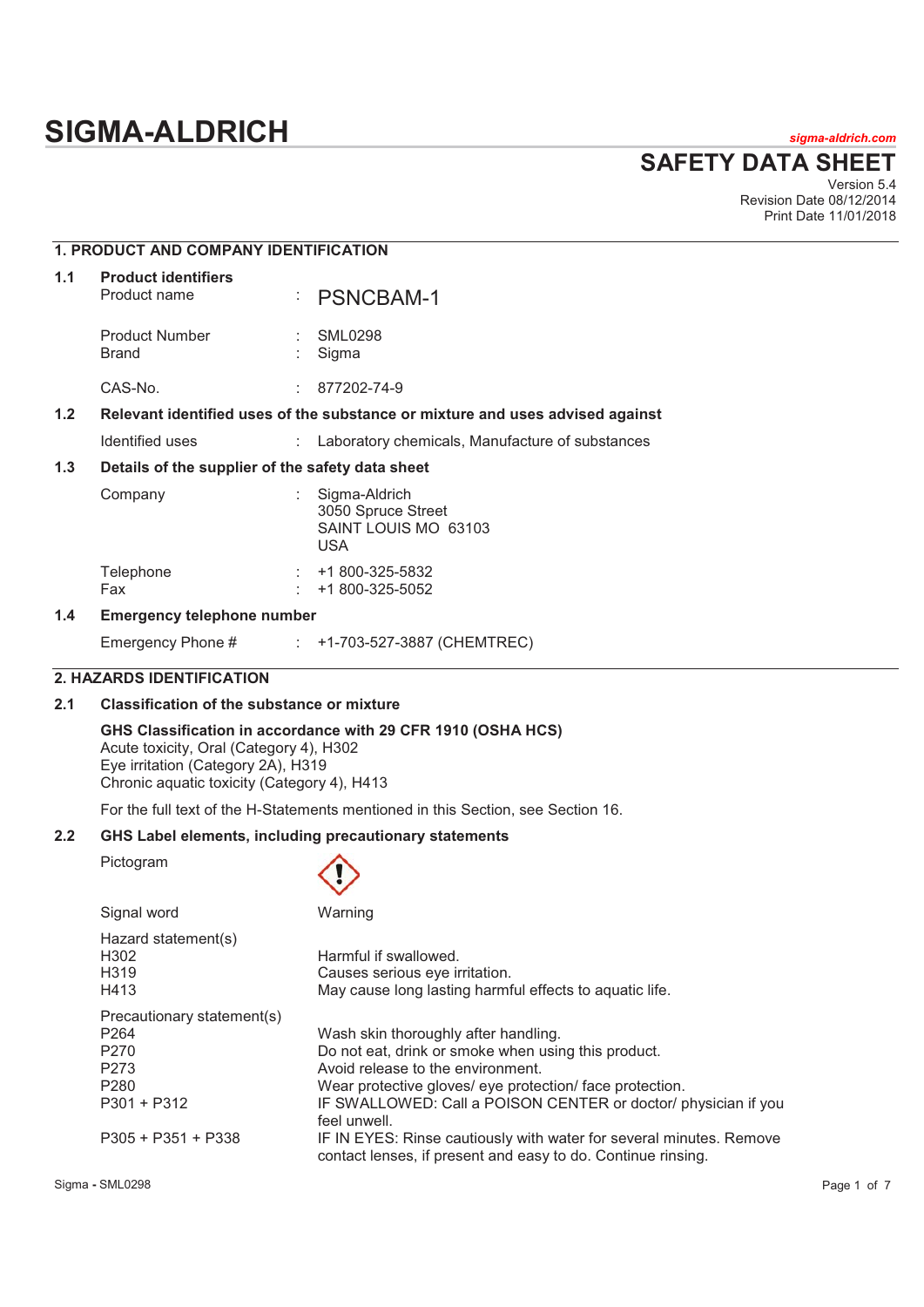# SIGMA-ALDRICH

sigma-aldrich.com

## SAFETY DATA SHEET

Version 5.4
Revision Date 08/12/2014
Print Date 11/01/2018

## 1. PRODUCT AND COMPANY IDENTIFICATION

### 1.1 Product identifiers

| | | |
|---|---|---|
| Product name | : | PSNCBAM-1 |
| Product Number | : | SML0298 |
| Brand | : | Sigma |
| CAS-No. | : | 877202-74-9 |

### 1.2 Relevant identified uses of the substance or mixture and uses advised against

| | | |
|---|---|---|
| Identified uses | : | Laboratory chemicals, Manufacture of substances |

### 1.3 Details of the supplier of the safety data sheet

| | | |
|---|---|---|
| Company | : | Sigma-Aldrich<br>3050 Spruce Street<br>SAINT LOUIS MO 63103<br>USA |
| Telephone | : | +1 800-325-5832 |
| Fax | : | +1 800-325-5052 |

### 1.4 Emergency telephone number

| | | |
|---|---|---|
| Emergency Phone # | : | +1-703-527-3887 (CHEMTREC) |

## 2. HAZARDS IDENTIFICATION

### 2.1 Classification of the substance or mixture

**GHS Classification in accordance with 29 CFR 1910 (OSHA HCS)**
Acute toxicity, Oral (Category 4), H302
Eye irritation (Category 2A), H319
Chronic aquatic toxicity (Category 4), H413

For the full text of the H-Statements mentioned in this Section, see Section 16.

### 2.2 GHS Label elements, including precautionary statements

Pictogram

Signal word: Warning

| Hazard statement(s) | |
|---|---|
| H302 | Harmful if swallowed. |
| H319 | Causes serious eye irritation. |
| H413 | May cause long lasting harmful effects to aquatic life. |

| Precautionary statement(s) | |
|---|---|
| P264 | Wash skin thoroughly after handling. |
| P270 | Do not eat, drink or smoke when using this product. |
| P273 | Avoid release to the environment. |
| P280 | Wear protective gloves/ eye protection/ face protection. |
| P301 + P312 | IF SWALLOWED: Call a POISON CENTER or doctor/ physician if you feel unwell. |
| P305 + P351 + P338 | IF IN EYES: Rinse cautiously with water for several minutes. Remove contact lenses, if present and easy to do. Continue rinsing. |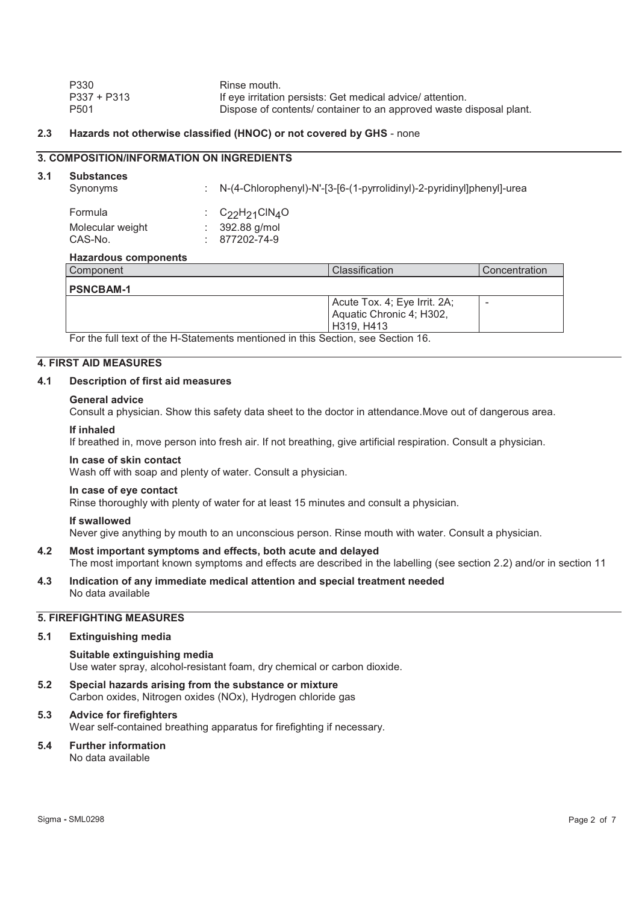| | |
|---|---|
| P330 | Rinse mouth. |
| P337 + P313 | If eye irritation persists: Get medical advice/ attention. |
| P501 | Dispose of contents/ container to an approved waste disposal plant. |

**2.3 Hazards not otherwise classified (HNOC) or not covered by GHS** - none

## 3. COMPOSITION/INFORMATION ON INGREDIENTS

**3.1 Substances**

| | | |
|---|---|---|
| Synonyms | : | N-(4-Chlorophenyl)-N'-[3-[6-(1-pyrrolidinyl)-2-pyridinyl]phenyl]-urea |
| Formula | : | $C_{22}H_{21}ClN_4O$ |
| Molecular weight | : | 392.88 g/mol |
| CAS-No. | : | 877202-74-9 |

**Hazardous components**

| Component | Classification | Concentration |
|---|---|---|
| **PSNCBAM-1** | | |
| | Acute Tox. 4; Eye Irrit. 2A; Aquatic Chronic 4; H302, H319, H413 | - |

For the full text of the H-Statements mentioned in this Section, see Section 16.

## 4. FIRST AID MEASURES

**4.1 Description of first aid measures**

**General advice**
Consult a physician. Show this safety data sheet to the doctor in attendance.Move out of dangerous area.

**If inhaled**
If breathed in, move person into fresh air. If not breathing, give artificial respiration. Consult a physician.

**In case of skin contact**
Wash off with soap and plenty of water. Consult a physician.

**In case of eye contact**
Rinse thoroughly with plenty of water for at least 15 minutes and consult a physician.

**If swallowed**
Never give anything by mouth to an unconscious person. Rinse mouth with water. Consult a physician.

**4.2 Most important symptoms and effects, both acute and delayed**
The most important known symptoms and effects are described in the labelling (see section 2.2) and/or in section 11

**4.3 Indication of any immediate medical attention and special treatment needed**
No data available

## 5. FIREFIGHTING MEASURES

**5.1 Extinguishing media**

**Suitable extinguishing media**
Use water spray, alcohol-resistant foam, dry chemical or carbon dioxide.

**5.2 Special hazards arising from the substance or mixture**
Carbon oxides, Nitrogen oxides (NOx), Hydrogen chloride gas

**5.3 Advice for firefighters**
Wear self-contained breathing apparatus for firefighting if necessary.

**5.4 Further information**
No data available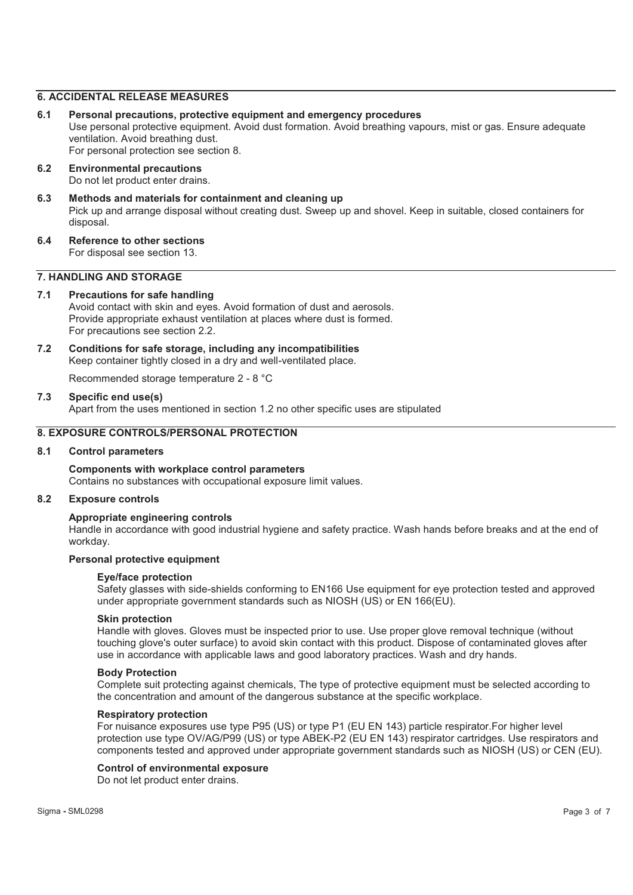## 6. ACCIDENTAL RELEASE MEASURES

### 6.1 Personal precautions, protective equipment and emergency procedures

Use personal protective equipment. Avoid dust formation. Avoid breathing vapours, mist or gas. Ensure adequate ventilation. Avoid breathing dust.
For personal protection see section 8.

### 6.2 Environmental precautions

Do not let product enter drains.

### 6.3 Methods and materials for containment and cleaning up

Pick up and arrange disposal without creating dust. Sweep up and shovel. Keep in suitable, closed containers for disposal.

### 6.4 Reference to other sections

For disposal see section 13.

## 7. HANDLING AND STORAGE

### 7.1 Precautions for safe handling

Avoid contact with skin and eyes. Avoid formation of dust and aerosols.
Provide appropriate exhaust ventilation at places where dust is formed.
For precautions see section 2.2.

### 7.2 Conditions for safe storage, including any incompatibilities

Keep container tightly closed in a dry and well-ventilated place.

Recommended storage temperature 2 - 8 °C

### 7.3 Specific end use(s)

Apart from the uses mentioned in section 1.2 no other specific uses are stipulated

## 8. EXPOSURE CONTROLS/PERSONAL PROTECTION

### 8.1 Control parameters

**Components with workplace control parameters**
Contains no substances with occupational exposure limit values.

### 8.2 Exposure controls

**Appropriate engineering controls**
Handle in accordance with good industrial hygiene and safety practice. Wash hands before breaks and at the end of workday.

**Personal protective equipment**

**Eye/face protection**
Safety glasses with side-shields conforming to EN166 Use equipment for eye protection tested and approved under appropriate government standards such as NIOSH (US) or EN 166(EU).

**Skin protection**
Handle with gloves. Gloves must be inspected prior to use. Use proper glove removal technique (without touching glove's outer surface) to avoid skin contact with this product. Dispose of contaminated gloves after use in accordance with applicable laws and good laboratory practices. Wash and dry hands.

**Body Protection**
Complete suit protecting against chemicals, The type of protective equipment must be selected according to the concentration and amount of the dangerous substance at the specific workplace.

**Respiratory protection**
For nuisance exposures use type P95 (US) or type P1 (EU EN 143) particle respirator.For higher level protection use type OV/AG/P99 (US) or type ABEK-P2 (EU EN 143) respirator cartridges. Use respirators and components tested and approved under appropriate government standards such as NIOSH (US) or CEN (EU).

**Control of environmental exposure**
Do not let product enter drains.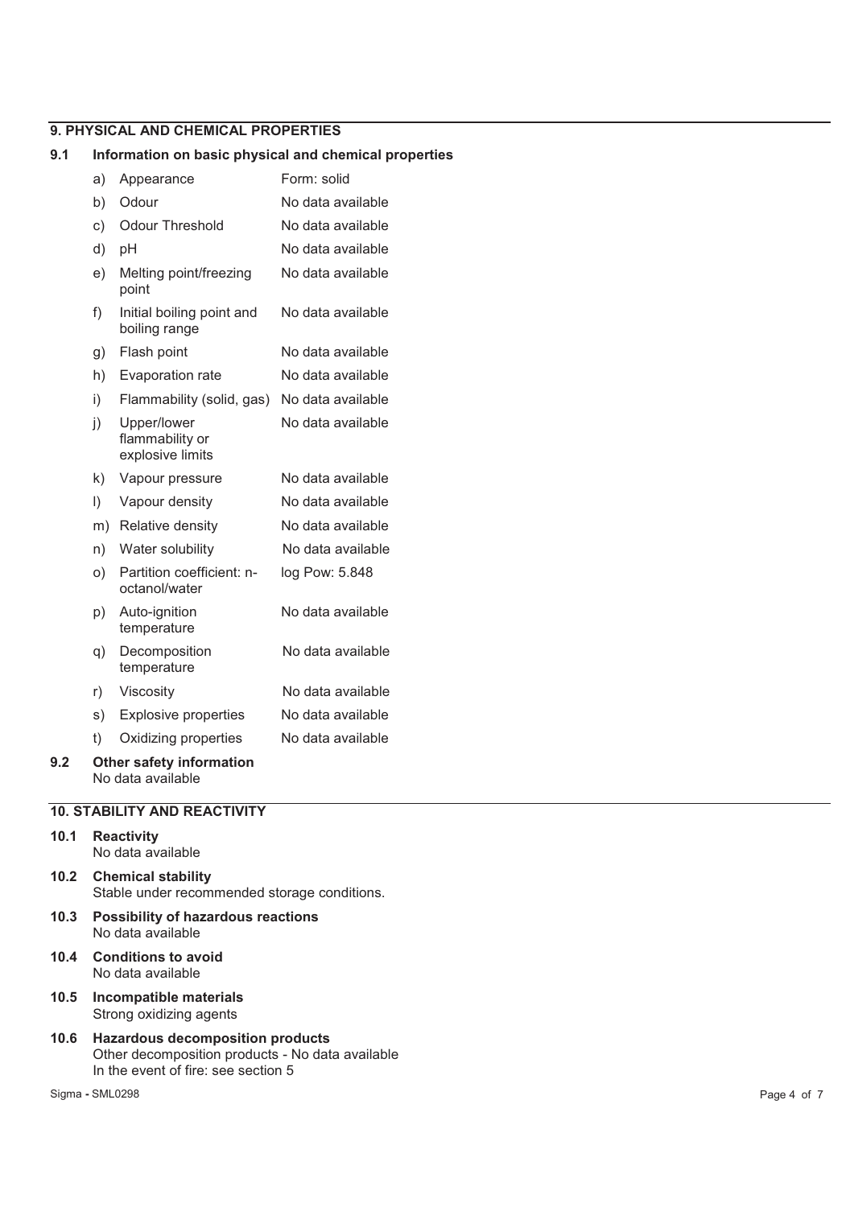## 9. PHYSICAL AND CHEMICAL PROPERTIES

### 9.1 Information on basic physical and chemical properties

| | | |
|---|---|---|
| a) | Appearance | Form: solid |
| b) | Odour | No data available |
| c) | Odour Threshold | No data available |
| d) | pH | No data available |
| e) | Melting point/freezing point | No data available |
| f) | Initial boiling point and boiling range | No data available |
| g) | Flash point | No data available |
| h) | Evaporation rate | No data available |
| i) | Flammability (solid, gas) | No data available |
| j) | Upper/lower flammability or explosive limits | No data available |
| k) | Vapour pressure | No data available |
| l) | Vapour density | No data available |
| m) | Relative density | No data available |
| n) | Water solubility | No data available |
| o) | Partition coefficient: n-octanol/water | log Pow: 5.848 |
| p) | Auto-ignition temperature | No data available |
| q) | Decomposition temperature | No data available |
| r) | Viscosity | No data available |
| s) | Explosive properties | No data available |
| t) | Oxidizing properties | No data available |

### 9.2 Other safety information

No data available

## 10. STABILITY AND REACTIVITY

### 10.1 Reactivity

No data available

### 10.2 Chemical stability

Stable under recommended storage conditions.

### 10.3 Possibility of hazardous reactions

No data available

### 10.4 Conditions to avoid

No data available

### 10.5 Incompatible materials

Strong oxidizing agents

### 10.6 Hazardous decomposition products

Other decomposition products - No data available
In the event of fire: see section 5

Sigma - SML0298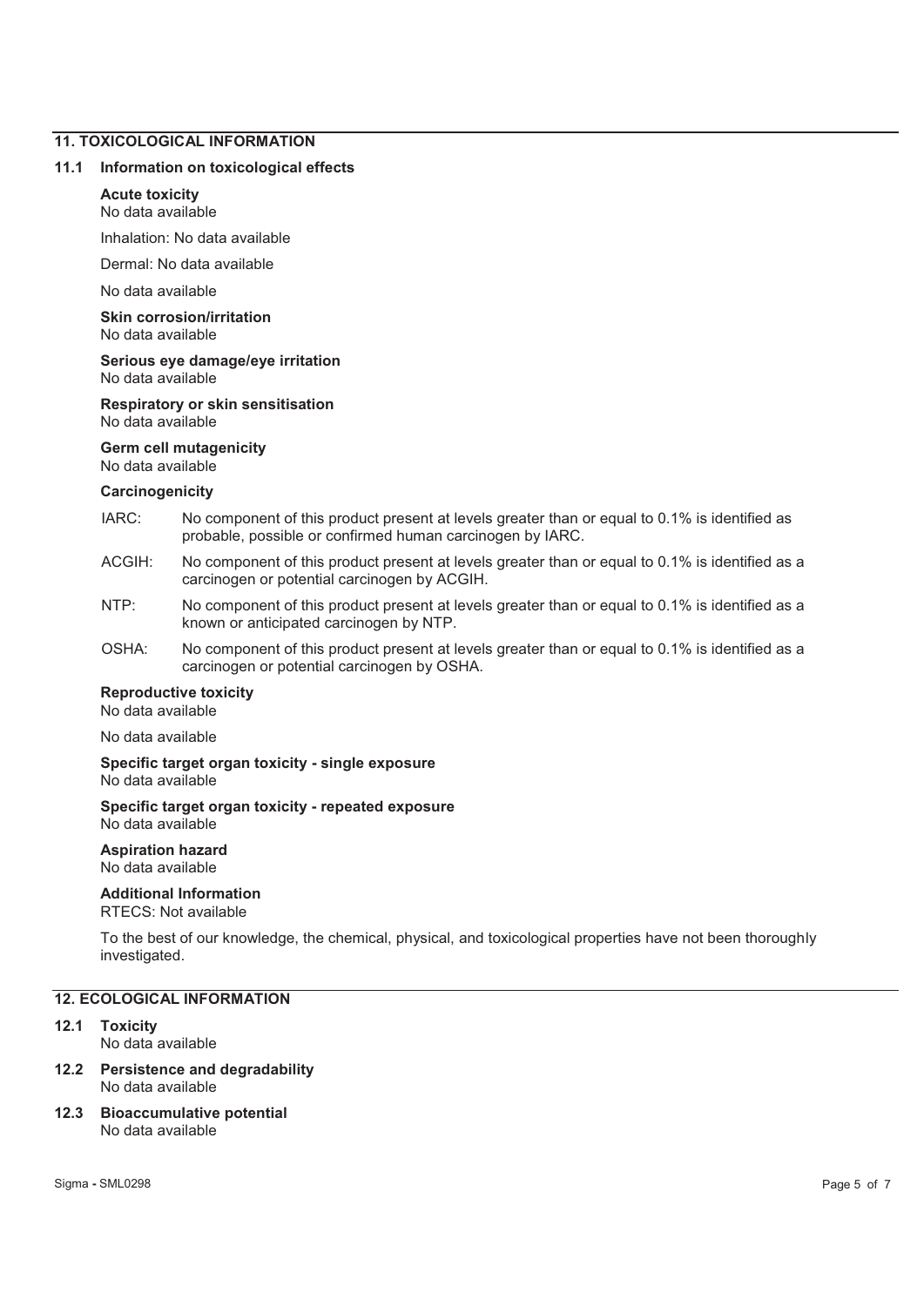## 11. TOXICOLOGICAL INFORMATION

### 11.1 Information on toxicological effects

**Acute toxicity**
No data available

Inhalation: No data available

Dermal: No data available

No data available

**Skin corrosion/irritation**
No data available

**Serious eye damage/eye irritation**
No data available

**Respiratory or skin sensitisation**
No data available

**Germ cell mutagenicity**
No data available

**Carcinogenicity**

IARC: No component of this product present at levels greater than or equal to 0.1% is identified as probable, possible or confirmed human carcinogen by IARC.

ACGIH: No component of this product present at levels greater than or equal to 0.1% is identified as a carcinogen or potential carcinogen by ACGIH.

NTP: No component of this product present at levels greater than or equal to 0.1% is identified as a known or anticipated carcinogen by NTP.

OSHA: No component of this product present at levels greater than or equal to 0.1% is identified as a carcinogen or potential carcinogen by OSHA.

**Reproductive toxicity**
No data available

No data available

**Specific target organ toxicity - single exposure**
No data available

**Specific target organ toxicity - repeated exposure**
No data available

**Aspiration hazard**
No data available

**Additional Information**
RTECS: Not available

To the best of our knowledge, the chemical, physical, and toxicological properties have not been thoroughly investigated.

## 12. ECOLOGICAL INFORMATION

### 12.1 Toxicity
No data available

### 12.2 Persistence and degradability
No data available

### 12.3 Bioaccumulative potential
No data available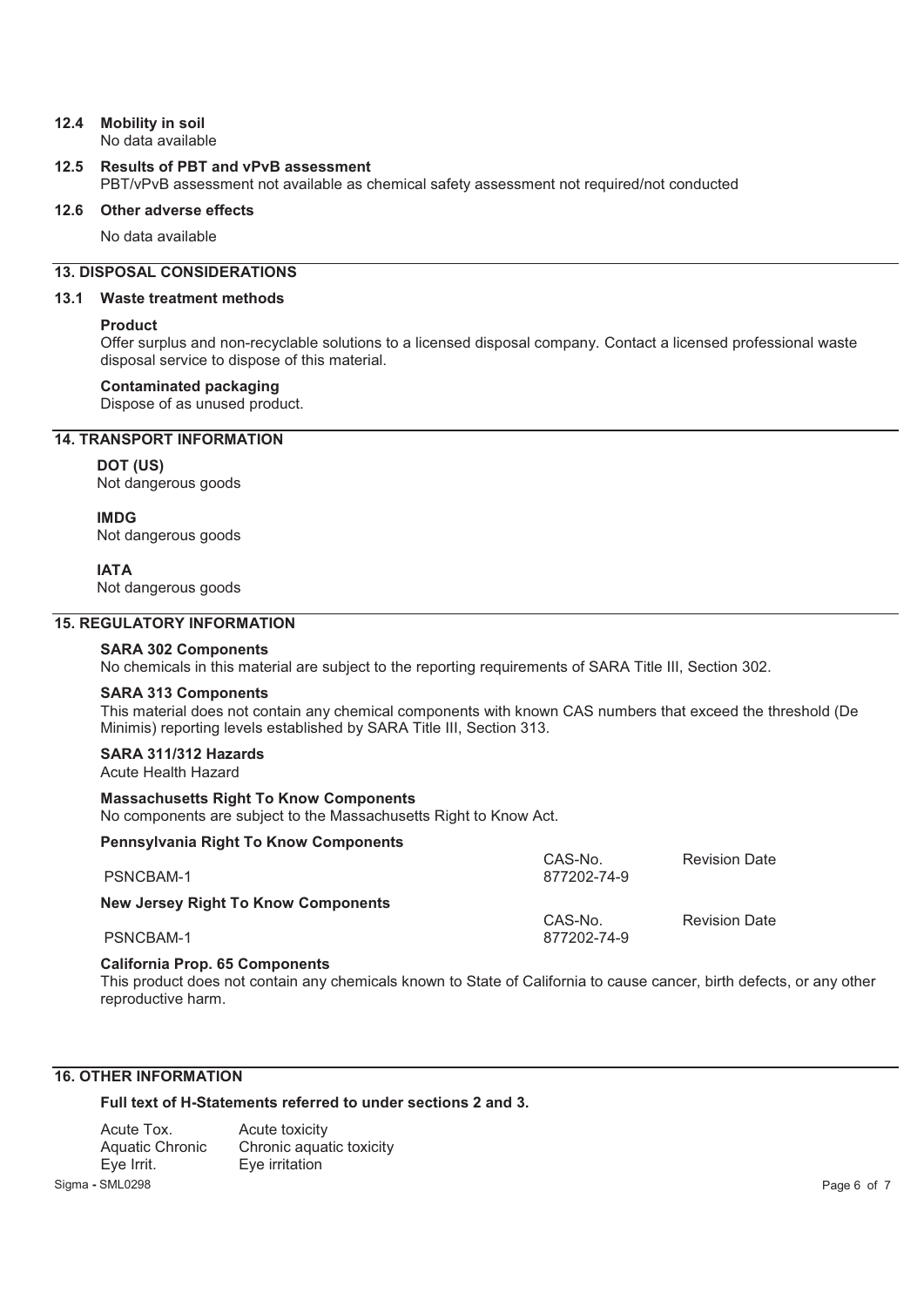### 12.4 Mobility in soil

No data available

### 12.5 Results of PBT and vPvB assessment

PBT/vPvB assessment not available as chemical safety assessment not required/not conducted

### 12.6 Other adverse effects

No data available

## 13. DISPOSAL CONSIDERATIONS

### 13.1 Waste treatment methods

**Product**

Offer surplus and non-recyclable solutions to a licensed disposal company. Contact a licensed professional waste disposal service to dispose of this material.

**Contaminated packaging**

Dispose of as unused product.

## 14. TRANSPORT INFORMATION

**DOT (US)**

Not dangerous goods

**IMDG**

Not dangerous goods

**IATA**

Not dangerous goods

## 15. REGULATORY INFORMATION

**SARA 302 Components**

No chemicals in this material are subject to the reporting requirements of SARA Title III, Section 302.

**SARA 313 Components**

This material does not contain any chemical components with known CAS numbers that exceed the threshold (De Minimis) reporting levels established by SARA Title III, Section 313.

**SARA 311/312 Hazards**

Acute Health Hazard

**Massachusetts Right To Know Components**

No components are subject to the Massachusetts Right to Know Act.

**Pennsylvania Right To Know Components**

| | CAS-No. | Revision Date |
|---|---|---|
| PSNCBAM-1 | 877202-74-9 | |

**New Jersey Right To Know Components**

| | CAS-No. | Revision Date |
|---|---|---|
| PSNCBAM-1 | 877202-74-9 | |

**California Prop. 65 Components**

This product does not contain any chemicals known to State of California to cause cancer, birth defects, or any other reproductive harm.

## 16. OTHER INFORMATION

**Full text of H-Statements referred to under sections 2 and 3.**

| | |
|---|---|
| Acute Tox. | Acute toxicity |
| Aquatic Chronic | Chronic aquatic toxicity |
| Eye Irrit. | Eye irritation |

Sigma - SML0298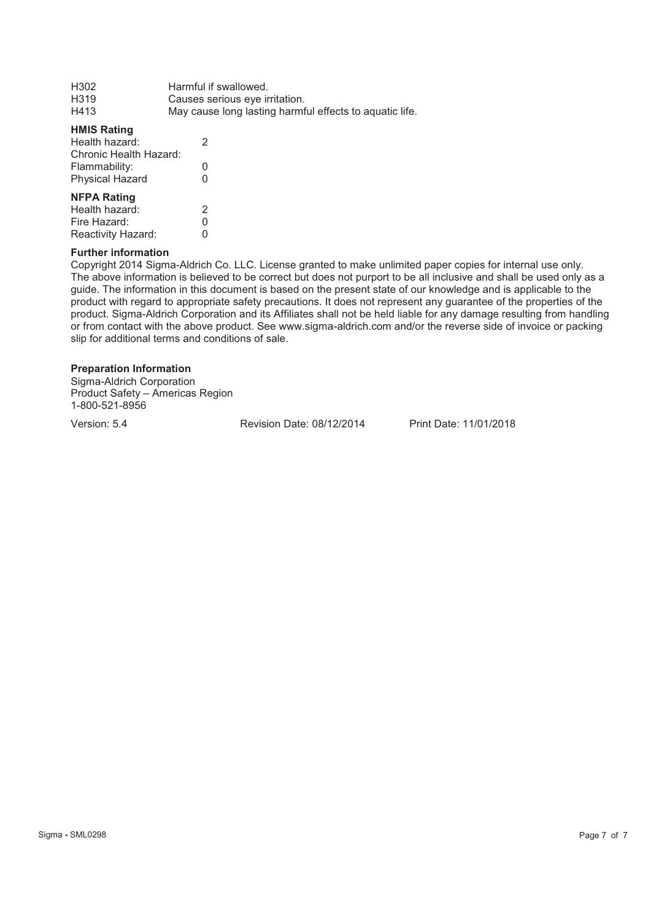| | |
|---|---|
| H302 | Harmful if swallowed. |
| H319 | Causes serious eye irritation. |
| H413 | May cause long lasting harmful effects to aquatic life. |

**HMIS Rating**

| | |
|---|---|
| Health hazard: | 2 |
| Chronic Health Hazard: | |
| Flammability: | 0 |
| Physical Hazard | 0 |

**NFPA Rating**

| | |
|---|---|
| Health hazard: | 2 |
| Fire Hazard: | 0 |
| Reactivity Hazard: | 0 |

**Further information**

Copyright 2014 Sigma-Aldrich Co. LLC. License granted to make unlimited paper copies for internal use only. The above information is believed to be correct but does not purport to be all inclusive and shall be used only as a guide. The information in this document is based on the present state of our knowledge and is applicable to the product with regard to appropriate safety precautions. It does not represent any guarantee of the properties of the product. Sigma-Aldrich Corporation and its Affiliates shall not be held liable for any damage resulting from handling or from contact with the above product. See www.sigma-aldrich.com and/or the reverse side of invoice or packing slip for additional terms and conditions of sale.

**Preparation Information**

Sigma-Aldrich Corporation
Product Safety – Americas Region
1-800-521-8956

Version: 5.4 Revision Date: 08/12/2014 Print Date: 11/01/2018